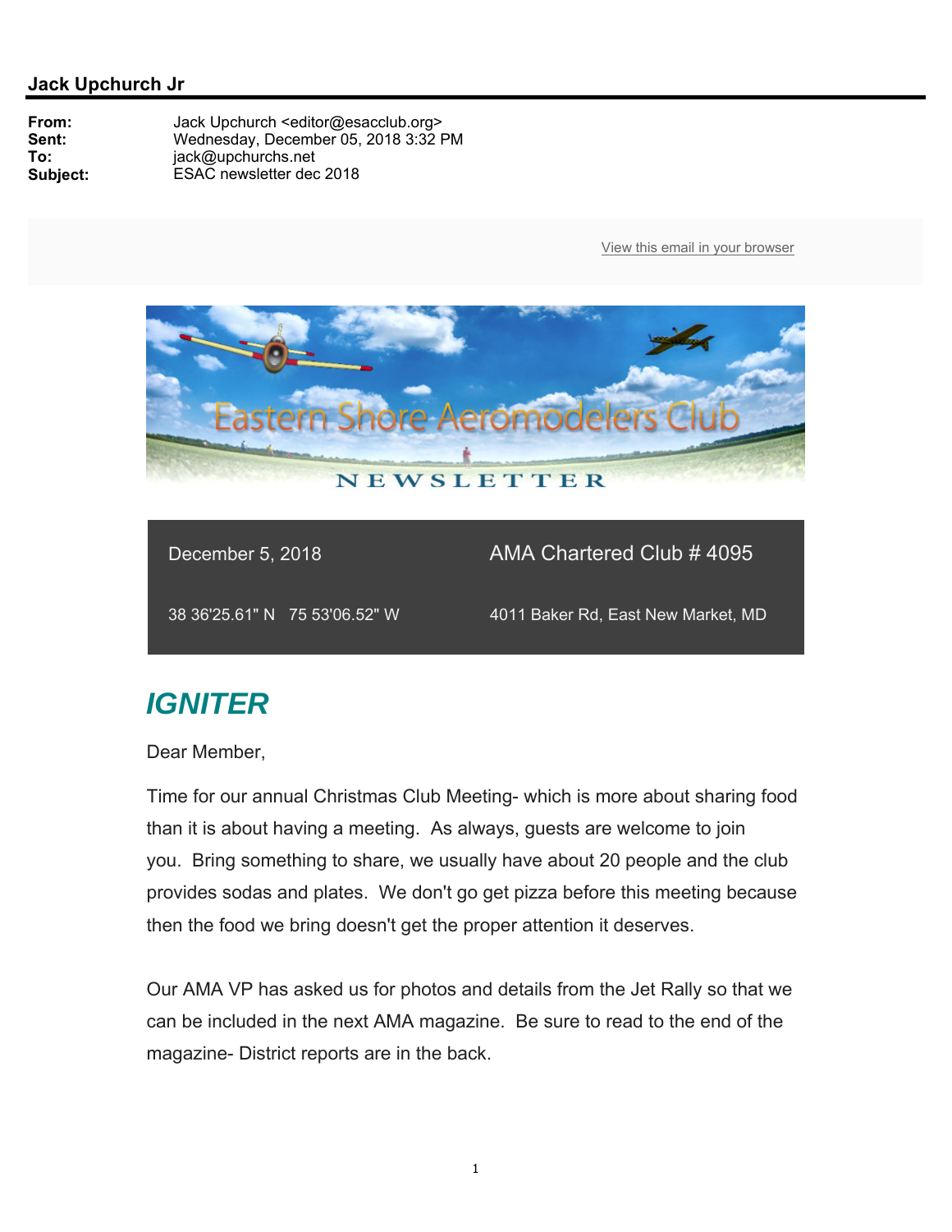**Jack Upchurch Jr**

| | |
|---|---|
| **From:** | Jack Upchurch <editor@esacclub.org> |
| **Sent:** | Wednesday, December 05, 2018 3:32 PM |
| **To:** | jack@upchurchs.net |
| **Subject:** | ESAC newsletter dec 2018 |

View this email in your browser

Eastern Shore Aeromodelers Club

NEWSLETTER

| | |
|---|---|
| December 5, 2018 | AMA Chartered Club # 4095 |
| 38 36'25.61" N   75 53'06.52" W | 4011 Baker Rd, East New Market, MD |

## *IGNITER*

Dear Member,

Time for our annual Christmas Club Meeting- which is more about sharing food than it is about having a meeting. As always, guests are welcome to join you. Bring something to share, we usually have about 20 people and the club provides sodas and plates. We don't go get pizza before this meeting because then the food we bring doesn't get the proper attention it deserves.

Our AMA VP has asked us for photos and details from the Jet Rally so that we can be included in the next AMA magazine. Be sure to read to the end of the magazine- District reports are in the back.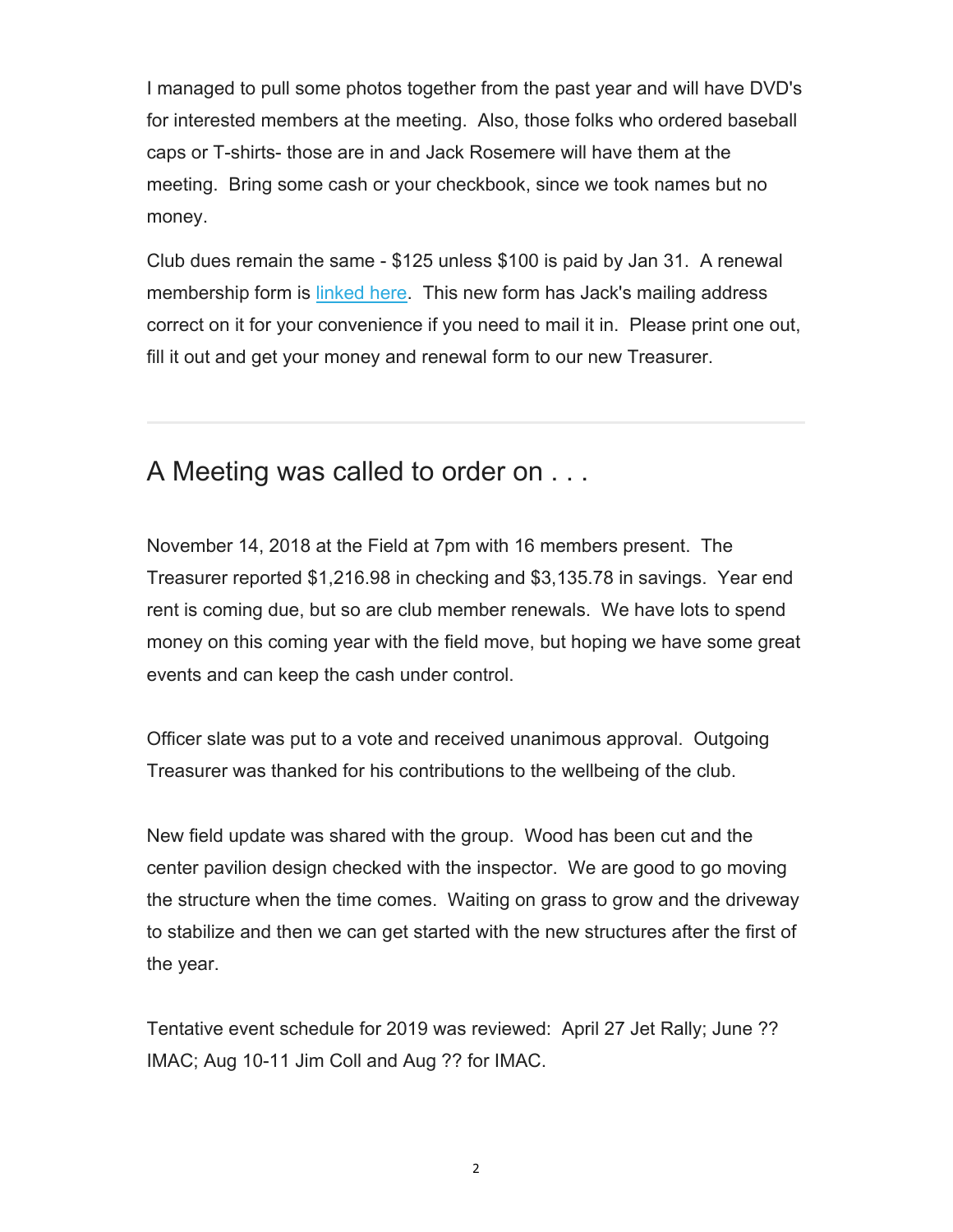I managed to pull some photos together from the past year and will have DVD's for interested members at the meeting.  Also, those folks who ordered baseball caps or T-shirts- those are in and Jack Rosemere will have them at the meeting.  Bring some cash or your checkbook, since we took names but no money.

Club dues remain the same - $125 unless $100 is paid by Jan 31.  A renewal membership form is linked here.  This new form has Jack's mailing address correct on it for your convenience if you need to mail it in.  Please print one out, fill it out and get your money and renewal form to our new Treasurer.

---

## A Meeting was called to order on . . .

November 14, 2018 at the Field at 7pm with 16 members present.  The Treasurer reported $1,216.98 in checking and $3,135.78 in savings.  Year end rent is coming due, but so are club member renewals.  We have lots to spend money on this coming year with the field move, but hoping we have some great events and can keep the cash under control.

Officer slate was put to a vote and received unanimous approval.  Outgoing Treasurer was thanked for his contributions to the wellbeing of the club.

New field update was shared with the group.  Wood has been cut and the center pavilion design checked with the inspector.  We are good to go moving the structure when the time comes.  Waiting on grass to grow and the driveway to stabilize and then we can get started with the new structures after the first of the year.

Tentative event schedule for 2019 was reviewed:  April 27 Jet Rally; June ?? IMAC; Aug 10-11 Jim Coll and Aug ?? for IMAC.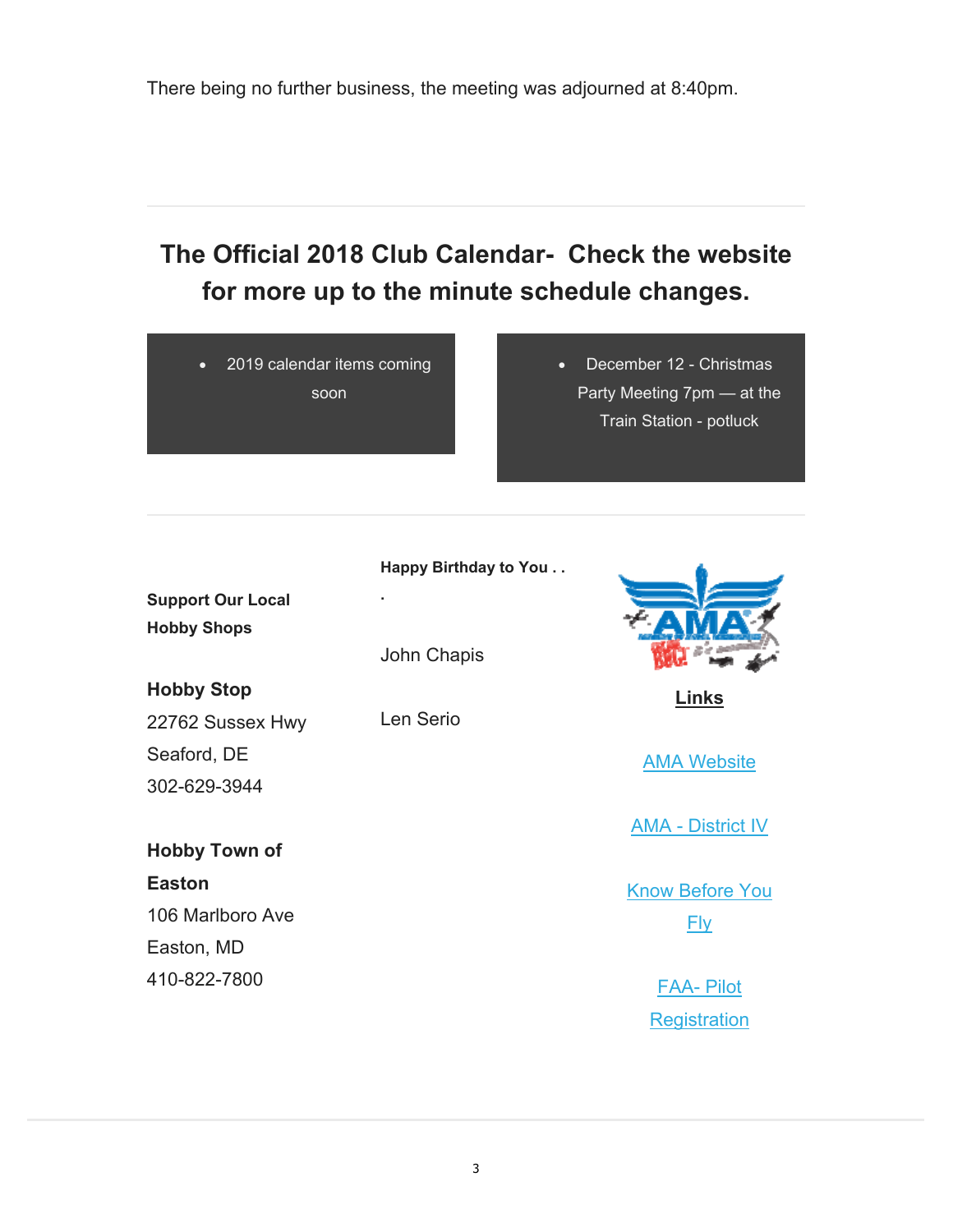There being no further business, the meeting was adjourned at 8:40pm.

## The Official 2018 Club Calendar- Check the website for more up to the minute schedule changes.

- 2019 calendar items coming soon

- December 12 - Christmas Party Meeting 7pm — at the Train Station - potluck

**Support Our Local Hobby Shops**

**Hobby Stop**
22762 Sussex Hwy
Seaford, DE
302-629-3944

**Hobby Town of Easton**
106 Marlboro Ave
Easton, MD
410-822-7800

**Happy Birthday to You . . .**

John Chapis

Len Serio

**Links**

AMA Website

AMA - District IV

Know Before You Fly

FAA- Pilot Registration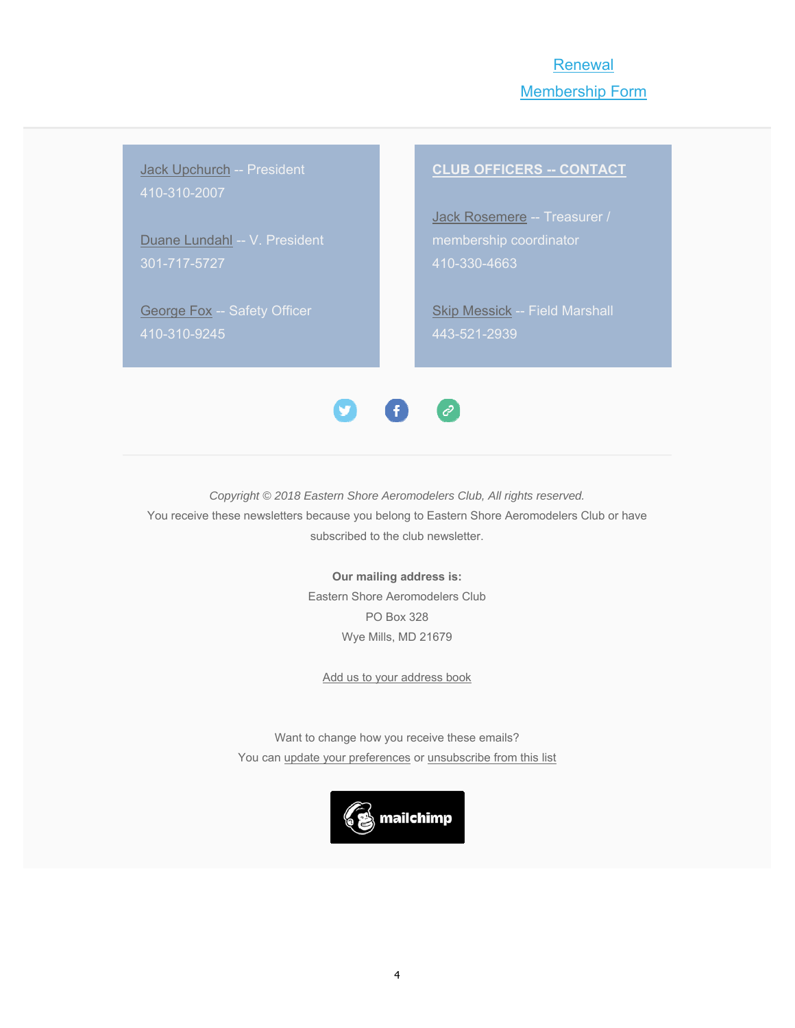Renewal Membership Form

Jack Upchurch -- President
410-310-2007

Duane Lundahl -- V. President
301-717-5727

George Fox -- Safety Officer
410-310-9245

**CLUB OFFICERS -- CONTACT**

Jack Rosemere -- Treasurer / membership coordinator
410-330-4663

Skip Messick -- Field Marshall
443-521-2939

*Copyright © 2018 Eastern Shore Aeromodelers Club, All rights reserved.*
You receive these newsletters because you belong to Eastern Shore Aeromodelers Club or have subscribed to the club newsletter.

**Our mailing address is:**
Eastern Shore Aeromodelers Club
PO Box 328
Wye Mills, MD 21679

Add us to your address book

Want to change how you receive these emails?
You can update your preferences or unsubscribe from this list

mailchimp